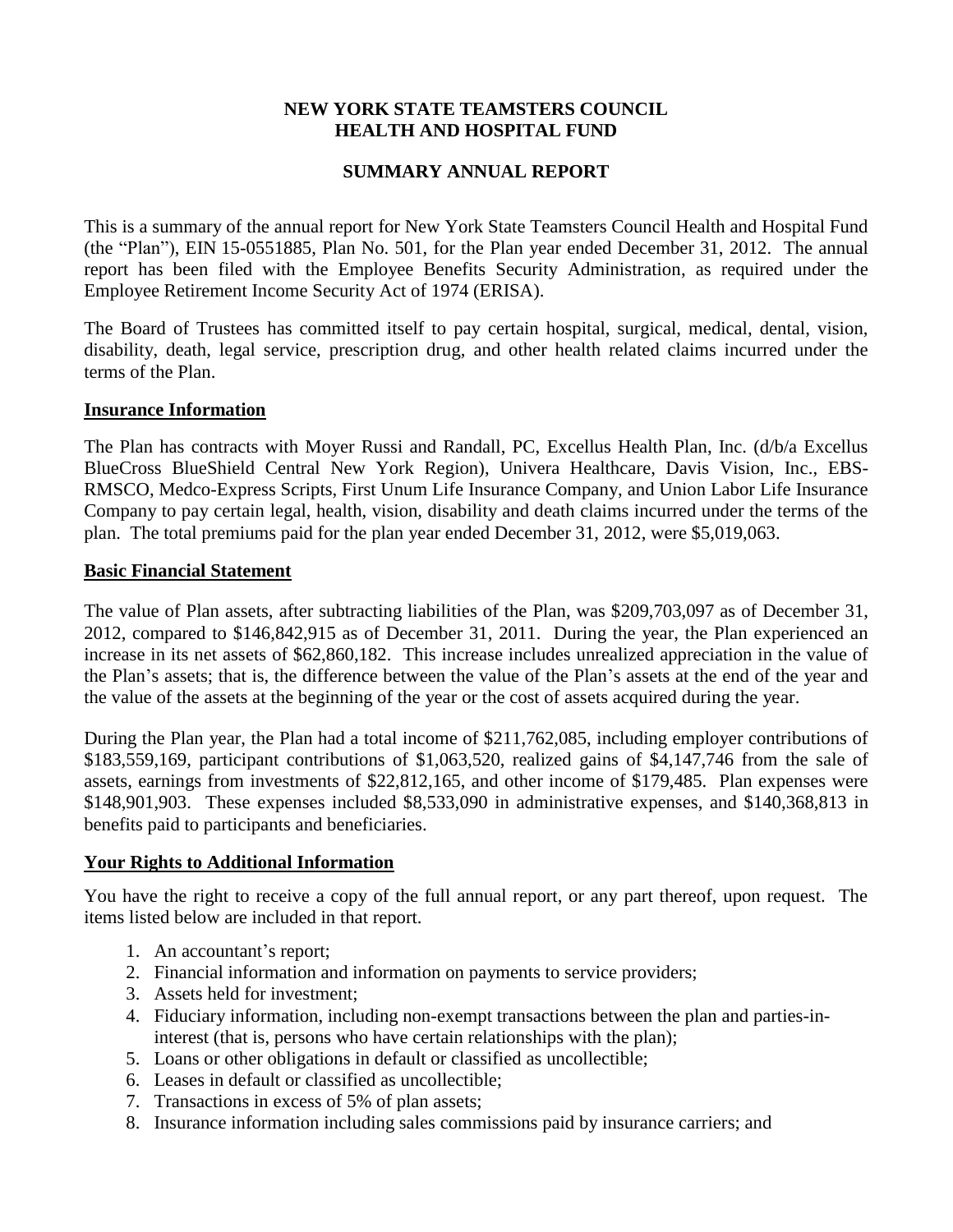# NEW YORK STATE TEAMSTERS COUNCIL HEALTH AND HOSPITAL FUND

## SUMMARY ANNUAL REPORT

This is a summary of the annual report for New York State Teamsters Council Health and Hospital Fund (the "Plan"), EIN 15-0551885, Plan No. 501, for the Plan year ended December 31, 2012. The annual report has been filed with the Employee Benefits Security Administration, as required under the Employee Retirement Income Security Act of 1974 (ERISA).

The Board of Trustees has committed itself to pay certain hospital, surgical, medical, dental, vision, disability, death, legal service, prescription drug, and other health related claims incurred under the terms of the Plan.

### Insurance Information

The Plan has contracts with Moyer Russi and Randall, PC, Excellus Health Plan, Inc. (d/b/a Excellus BlueCross BlueShield Central New York Region), Univera Healthcare, Davis Vision, Inc., EBS-RMSCO, Medco-Express Scripts, First Unum Life Insurance Company, and Union Labor Life Insurance Company to pay certain legal, health, vision, disability and death claims incurred under the terms of the plan. The total premiums paid for the plan year ended December 31, 2012, were $5,019,063.

### Basic Financial Statement

The value of Plan assets, after subtracting liabilities of the Plan, was $209,703,097 as of December 31, 2012, compared to $146,842,915 as of December 31, 2011. During the year, the Plan experienced an increase in its net assets of $62,860,182. This increase includes unrealized appreciation in the value of the Plan's assets; that is, the difference between the value of the Plan's assets at the end of the year and the value of the assets at the beginning of the year or the cost of assets acquired during the year.

During the Plan year, the Plan had a total income of $211,762,085, including employer contributions of $183,559,169, participant contributions of $1,063,520, realized gains of $4,147,746 from the sale of assets, earnings from investments of $22,812,165, and other income of $179,485. Plan expenses were $148,901,903. These expenses included $8,533,090 in administrative expenses, and $140,368,813 in benefits paid to participants and beneficiaries.

### Your Rights to Additional Information

You have the right to receive a copy of the full annual report, or any part thereof, upon request. The items listed below are included in that report.

1. An accountant's report;
2. Financial information and information on payments to service providers;
3. Assets held for investment;
4. Fiduciary information, including non-exempt transactions between the plan and parties-in-interest (that is, persons who have certain relationships with the plan);
5. Loans or other obligations in default or classified as uncollectible;
6. Leases in default or classified as uncollectible;
7. Transactions in excess of 5% of plan assets;
8. Insurance information including sales commissions paid by insurance carriers; and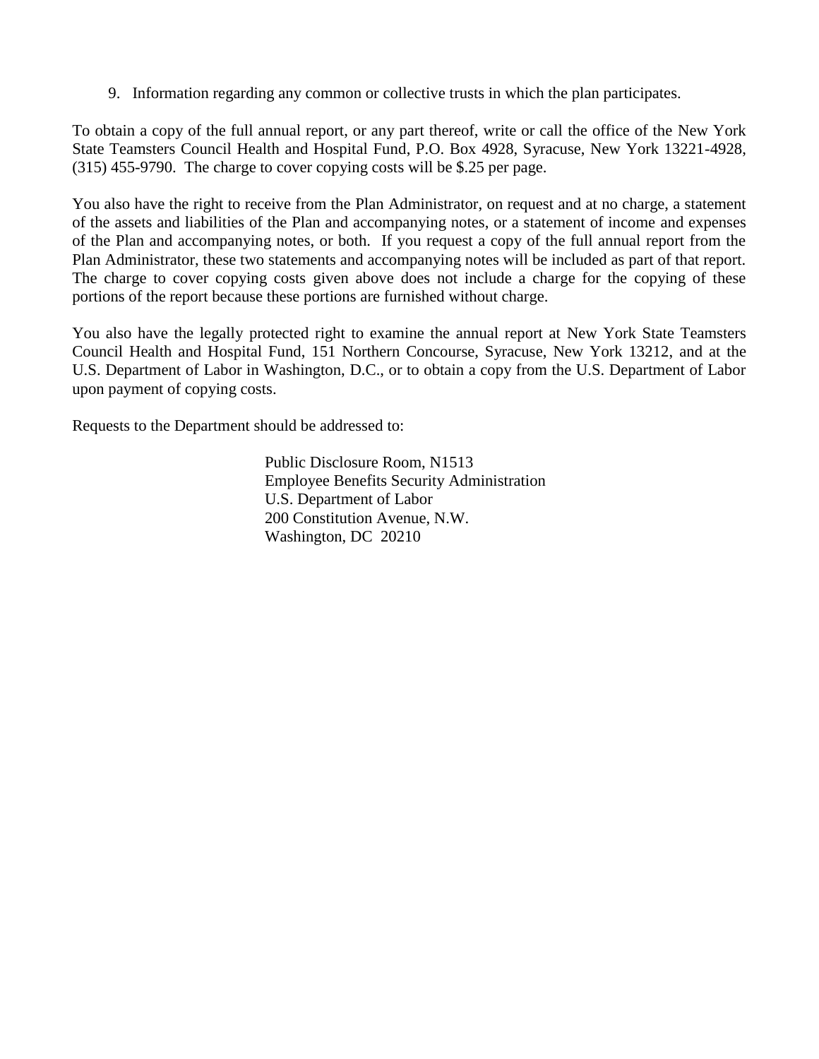9. Information regarding any common or collective trusts in which the plan participates.

To obtain a copy of the full annual report, or any part thereof, write or call the office of the New York State Teamsters Council Health and Hospital Fund, P.O. Box 4928, Syracuse, New York 13221-4928, (315) 455-9790. The charge to cover copying costs will be $.25 per page.

You also have the right to receive from the Plan Administrator, on request and at no charge, a statement of the assets and liabilities of the Plan and accompanying notes, or a statement of income and expenses of the Plan and accompanying notes, or both. If you request a copy of the full annual report from the Plan Administrator, these two statements and accompanying notes will be included as part of that report. The charge to cover copying costs given above does not include a charge for the copying of these portions of the report because these portions are furnished without charge.

You also have the legally protected right to examine the annual report at New York State Teamsters Council Health and Hospital Fund, 151 Northern Concourse, Syracuse, New York 13212, and at the U.S. Department of Labor in Washington, D.C., or to obtain a copy from the U.S. Department of Labor upon payment of copying costs.

Requests to the Department should be addressed to:

Public Disclosure Room, N1513
Employee Benefits Security Administration
U.S. Department of Labor
200 Constitution Avenue, N.W.
Washington, DC 20210